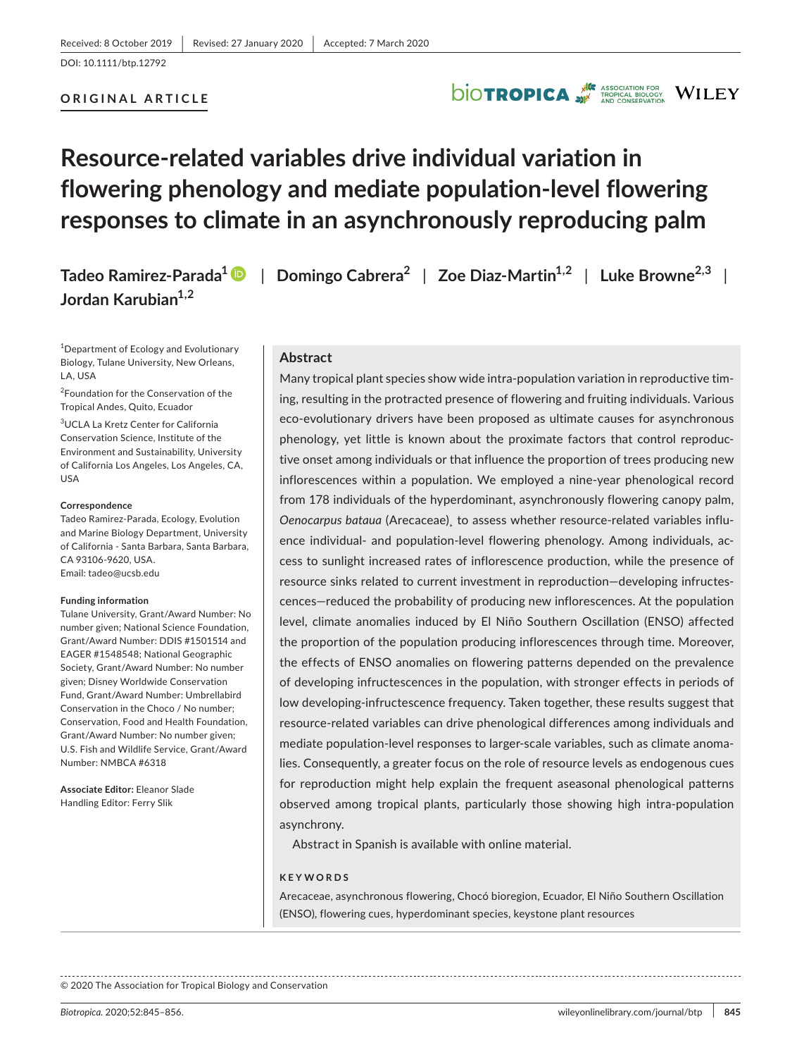Received: 8 October 2019 | Revised: 27 January 2020 | Accepted: 7 March 2020

DOI: 10.1111/btp.12792

**ORIGINAL ARTICLE**

# Resource-related variables drive individual variation in flowering phenology and mediate population-level flowering responses to climate in an asynchronously reproducing palm

**Tadeo Ramirez-Parada**[1] | **Domingo Cabrera**[2] | **Zoe Diaz-Martin**[1,2] | **Luke Browne**[2,3] | **Jordan Karubian**[1,2]

[1]Department of Ecology and Evolutionary Biology, Tulane University, New Orleans, LA, USA

[2]Foundation for the Conservation of the Tropical Andes, Quito, Ecuador

[3]UCLA La Kretz Center for California Conservation Science, Institute of the Environment and Sustainability, University of California Los Angeles, Los Angeles, CA, USA

**Correspondence**
Tadeo Ramirez-Parada, Ecology, Evolution and Marine Biology Department, University of California - Santa Barbara, Santa Barbara, CA 93106-9620, USA.
Email: tadeo@ucsb.edu

**Funding information**
Tulane University, Grant/Award Number: No number given; National Science Foundation, Grant/Award Number: DDIS #1501514 and EAGER #1548548; National Geographic Society, Grant/Award Number: No number given; Disney Worldwide Conservation Fund, Grant/Award Number: Umbrellabird Conservation in the Choco / No number; Conservation, Food and Health Foundation, Grant/Award Number: No number given; U.S. Fish and Wildlife Service, Grant/Award Number: NMBCA #6318

**Associate Editor:** Eleanor Slade
Handling Editor: Ferry Slik

## Abstract

Many tropical plant species show wide intra-population variation in reproductive timing, resulting in the protracted presence of flowering and fruiting individuals. Various eco-evolutionary drivers have been proposed as ultimate causes for asynchronous phenology, yet little is known about the proximate factors that control reproductive onset among individuals or that influence the proportion of trees producing new inflorescences within a population. We employed a nine-year phenological record from 178 individuals of the hyperdominant, asynchronously flowering canopy palm, *Oenocarpus bataua* (Arecaceae), to assess whether resource-related variables influence individual- and population-level flowering phenology. Among individuals, access to sunlight increased rates of inflorescence production, while the presence of resource sinks related to current investment in reproduction—developing infructescences—reduced the probability of producing new inflorescences. At the population level, climate anomalies induced by El Niño Southern Oscillation (ENSO) affected the proportion of the population producing inflorescences through time. Moreover, the effects of ENSO anomalies on flowering patterns depended on the prevalence of developing infructescences in the population, with stronger effects in periods of low developing-infructescence frequency. Taken together, these results suggest that resource-related variables can drive phenological differences among individuals and mediate population-level responses to larger-scale variables, such as climate anomalies. Consequently, a greater focus on the role of resource levels as endogenous cues for reproduction might help explain the frequent aseasonal phenological patterns observed among tropical plants, particularly those showing high intra-population asynchrony.

Abstract in Spanish is available with online material.

**KEYWORDS**

Arecaceae, asynchronous flowering, Chocó bioregion, Ecuador, El Niño Southern Oscillation (ENSO), flowering cues, hyperdominant species, keystone plant resources

© 2020 The Association for Tropical Biology and Conservation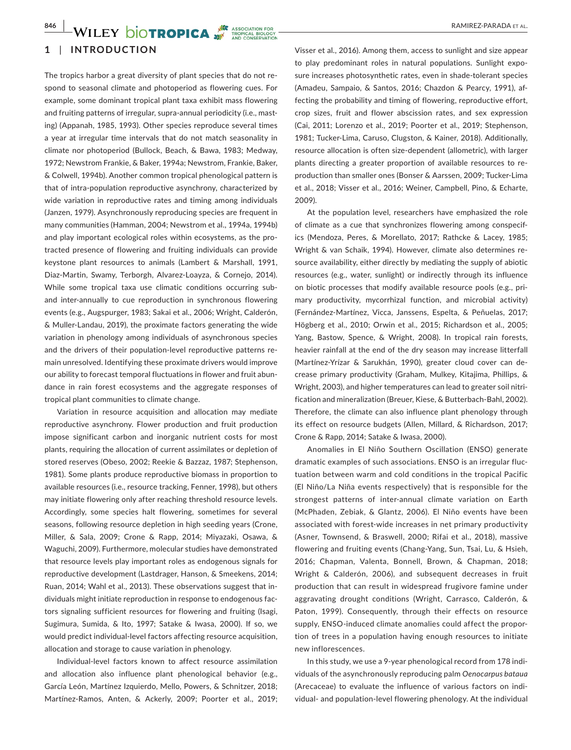## 1 | INTRODUCTION

The tropics harbor a great diversity of plant species that do not respond to seasonal climate and photoperiod as flowering cues. For example, some dominant tropical plant taxa exhibit mass flowering and fruiting patterns of irregular, supra-annual periodicity (i.e., masting) (Appanah, 1985, 1993). Other species reproduce several times a year at irregular time intervals that do not match seasonality in climate nor photoperiod (Bullock, Beach, & Bawa, 1983; Medway, 1972; Newstrom Frankie, & Baker, 1994a; Newstrom, Frankie, Baker, & Colwell, 1994b). Another common tropical phenological pattern is that of intra-population reproductive asynchrony, characterized by wide variation in reproductive rates and timing among individuals (Janzen, 1979). Asynchronously reproducing species are frequent in many communities (Hamman, 2004; Newstrom et al., 1994a, 1994b) and play important ecological roles within ecosystems, as the protracted presence of flowering and fruiting individuals can provide keystone plant resources to animals (Lambert & Marshall, 1991, Diaz-Martin, Swamy, Terborgh, Alvarez-Loayza, & Cornejo, 2014). While some tropical taxa use climatic conditions occurring sub- and inter-annually to cue reproduction in synchronous flowering events (e.g., Augspurger, 1983; Sakai et al., 2006; Wright, Calderón, & Muller-Landau, 2019), the proximate factors generating the wide variation in phenology among individuals of asynchronous species and the drivers of their population-level reproductive patterns remain unresolved. Identifying these proximate drivers would improve our ability to forecast temporal fluctuations in flower and fruit abundance in rain forest ecosystems and the aggregate responses of tropical plant communities to climate change.

Variation in resource acquisition and allocation may mediate reproductive asynchrony. Flower production and fruit production impose significant carbon and inorganic nutrient costs for most plants, requiring the allocation of current assimilates or depletion of stored reserves (Obeso, 2002; Reekie & Bazzaz, 1987; Stephenson, 1981). Some plants produce reproductive biomass in proportion to available resources (i.e., resource tracking, Fenner, 1998), but others may initiate flowering only after reaching threshold resource levels. Accordingly, some species halt flowering, sometimes for several seasons, following resource depletion in high seeding years (Crone, Miller, & Sala, 2009; Crone & Rapp, 2014; Miyazaki, Osawa, & Waguchi, 2009). Furthermore, molecular studies have demonstrated that resource levels play important roles as endogenous signals for reproductive development (Lastdrager, Hanson, & Smeekens, 2014; Ruan, 2014; Wahl et al., 2013). These observations suggest that individuals might initiate reproduction in response to endogenous factors signaling sufficient resources for flowering and fruiting (Isagi, Sugimura, Sumida, & Ito, 1997; Satake & Iwasa, 2000). If so, we would predict individual-level factors affecting resource acquisition, allocation and storage to cause variation in phenology.

Individual-level factors known to affect resource assimilation and allocation also influence plant phenological behavior (e.g., García León, Martínez Izquierdo, Mello, Powers, & Schnitzer, 2018; Martínez-Ramos, Anten, & Ackerly, 2009; Poorter et al., 2019; Visser et al., 2016). Among them, access to sunlight and size appear to play predominant roles in natural populations. Sunlight exposure increases photosynthetic rates, even in shade-tolerant species (Amadeu, Sampaio, & Santos, 2016; Chazdon & Pearcy, 1991), affecting the probability and timing of flowering, reproductive effort, crop sizes, fruit and flower abscission rates, and sex expression (Cai, 2011; Lorenzo et al., 2019; Poorter et al., 2019; Stephenson, 1981; Tucker-Lima, Caruso, Clugston, & Kainer, 2018). Additionally, resource allocation is often size-dependent (allometric), with larger plants directing a greater proportion of available resources to reproduction than smaller ones (Bonser & Aarssen, 2009; Tucker-Lima et al., 2018; Visser et al., 2016; Weiner, Campbell, Pino, & Echarte, 2009).

At the population level, researchers have emphasized the role of climate as a cue that synchronizes flowering among conspecifics (Mendoza, Peres, & Morellato, 2017; Rathcke & Lacey, 1985; Wright & van Schaik, 1994). However, climate also determines resource availability, either directly by mediating the supply of abiotic resources (e.g., water, sunlight) or indirectly through its influence on biotic processes that modify available resource pools (e.g., primary productivity, mycorrhizal function, and microbial activity) (Fernández-Martínez, Vicca, Janssens, Espelta, & Peñuelas, 2017; Högberg et al., 2010; Orwin et al., 2015; Richardson et al., 2005; Yang, Bastow, Spence, & Wright, 2008). In tropical rain forests, heavier rainfall at the end of the dry season may increase litterfall (Martínez-Yrízar & Sarukhán, 1990), greater cloud cover can decrease primary productivity (Graham, Mulkey, Kitajima, Phillips, & Wright, 2003), and higher temperatures can lead to greater soil nitrification and mineralization (Breuer, Kiese, & Butterbach-Bahl, 2002). Therefore, the climate can also influence plant phenology through its effect on resource budgets (Allen, Millard, & Richardson, 2017; Crone & Rapp, 2014; Satake & Iwasa, 2000).

Anomalies in El Niño Southern Oscillation (ENSO) generate dramatic examples of such associations. ENSO is an irregular fluctuation between warm and cold conditions in the tropical Pacific (El Niño/La Niña events respectively) that is responsible for the strongest patterns of inter-annual climate variation on Earth (McPhaden, Zebiak, & Glantz, 2006). El Niño events have been associated with forest-wide increases in net primary productivity (Asner, Townsend, & Braswell, 2000; Rifai et al., 2018), massive flowering and fruiting events (Chang-Yang, Sun, Tsai, Lu, & Hsieh, 2016; Chapman, Valenta, Bonnell, Brown, & Chapman, 2018; Wright & Calderón, 2006), and subsequent decreases in fruit production that can result in widespread frugivore famine under aggravating drought conditions (Wright, Carrasco, Calderón, & Paton, 1999). Consequently, through their effects on resource supply, ENSO-induced climate anomalies could affect the proportion of trees in a population having enough resources to initiate new inflorescences.

In this study, we use a 9-year phenological record from 178 individuals of the asynchronously reproducing palm *Oenocarpus bataua* (Arecaceae) to evaluate the influence of various factors on individual- and population-level flowering phenology. At the individual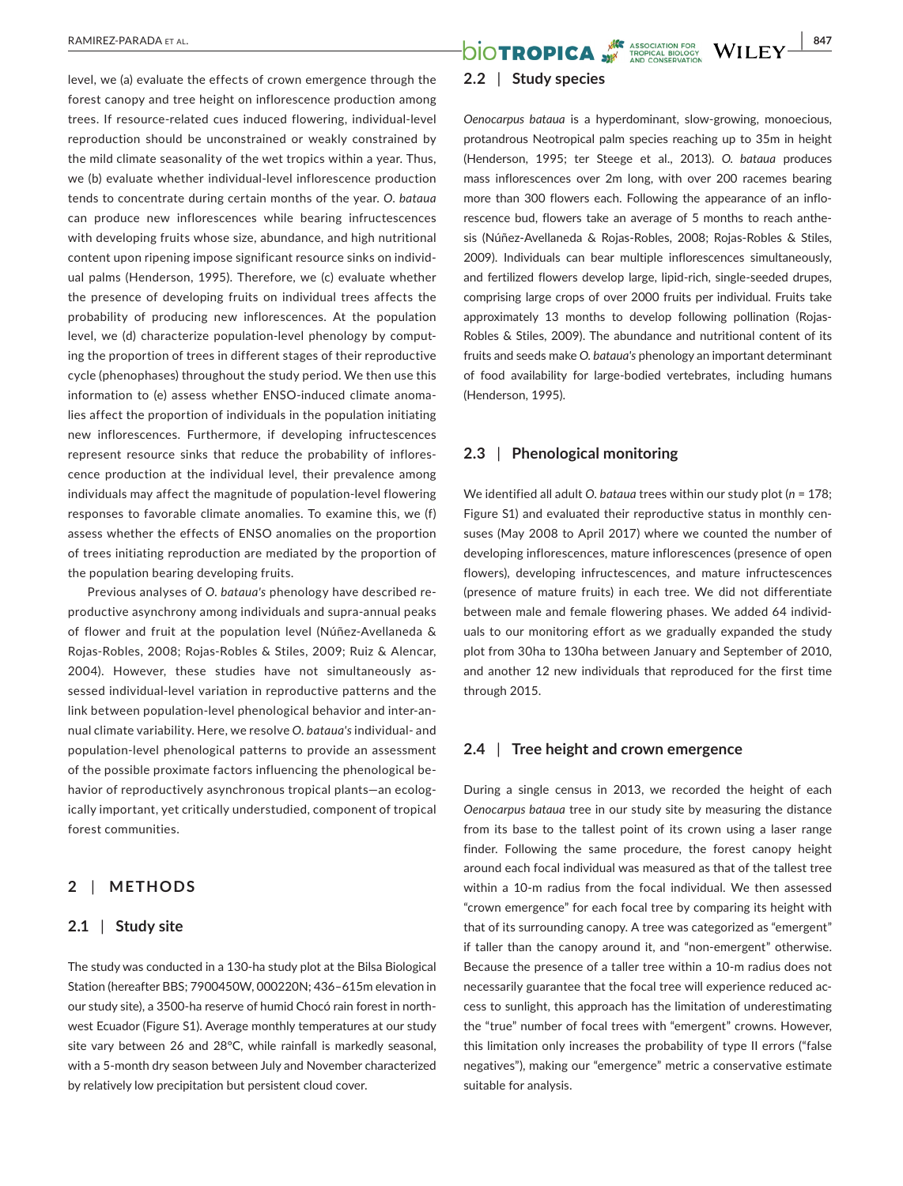level, we (a) evaluate the effects of crown emergence through the forest canopy and tree height on inflorescence production among trees. If resource-related cues induced flowering, individual-level reproduction should be unconstrained or weakly constrained by the mild climate seasonality of the wet tropics within a year. Thus, we (b) evaluate whether individual-level inflorescence production tends to concentrate during certain months of the year. *O. bataua* can produce new inflorescences while bearing infructescences with developing fruits whose size, abundance, and high nutritional content upon ripening impose significant resource sinks on individual palms (Henderson, 1995). Therefore, we (c) evaluate whether the presence of developing fruits on individual trees affects the probability of producing new inflorescences. At the population level, we (d) characterize population-level phenology by computing the proportion of trees in different stages of their reproductive cycle (phenophases) throughout the study period. We then use this information to (e) assess whether ENSO-induced climate anomalies affect the proportion of individuals in the population initiating new inflorescences. Furthermore, if developing infructescences represent resource sinks that reduce the probability of inflorescence production at the individual level, their prevalence among individuals may affect the magnitude of population-level flowering responses to favorable climate anomalies. To examine this, we (f) assess whether the effects of ENSO anomalies on the proportion of trees initiating reproduction are mediated by the proportion of the population bearing developing fruits.

Previous analyses of *O. bataua's* phenology have described reproductive asynchrony among individuals and supra-annual peaks of flower and fruit at the population level (Núñez-Avellaneda & Rojas-Robles, 2008; Rojas-Robles & Stiles, 2009; Ruiz & Alencar, 2004). However, these studies have not simultaneously assessed individual-level variation in reproductive patterns and the link between population-level phenological behavior and inter-annual climate variability. Here, we resolve *O. bataua's* individual- and population-level phenological patterns to provide an assessment of the possible proximate factors influencing the phenological behavior of reproductively asynchronous tropical plants—an ecologically important, yet critically understudied, component of tropical forest communities.

## 2 | METHODS

### 2.1 | Study site

The study was conducted in a 130-ha study plot at the Bilsa Biological Station (hereafter BBS; 7900450W, 000220N; 436–615m elevation in our study site), a 3500-ha reserve of humid Chocó rain forest in northwest Ecuador (Figure S1). Average monthly temperatures at our study site vary between 26 and 28°C, while rainfall is markedly seasonal, with a 5-month dry season between July and November characterized by relatively low precipitation but persistent cloud cover.

### 2.2 | Study species

*Oenocarpus bataua* is a hyperdominant, slow-growing, monoecious, protandrous Neotropical palm species reaching up to 35m in height (Henderson, 1995; ter Steege et al., 2013). *O. bataua* produces mass inflorescences over 2m long, with over 200 racemes bearing more than 300 flowers each. Following the appearance of an inflorescence bud, flowers take an average of 5 months to reach anthesis (Núñez-Avellaneda & Rojas-Robles, 2008; Rojas-Robles & Stiles, 2009). Individuals can bear multiple inflorescences simultaneously, and fertilized flowers develop large, lipid-rich, single-seeded drupes, comprising large crops of over 2000 fruits per individual. Fruits take approximately 13 months to develop following pollination (Rojas-Robles & Stiles, 2009). The abundance and nutritional content of its fruits and seeds make *O. bataua's* phenology an important determinant of food availability for large-bodied vertebrates, including humans (Henderson, 1995).

### 2.3 | Phenological monitoring

We identified all adult *O. bataua* trees within our study plot ($n$ = 178; Figure S1) and evaluated their reproductive status in monthly censuses (May 2008 to April 2017) where we counted the number of developing inflorescences, mature inflorescences (presence of open flowers), developing infructescences, and mature infructescences (presence of mature fruits) in each tree. We did not differentiate between male and female flowering phases. We added 64 individuals to our monitoring effort as we gradually expanded the study plot from 30ha to 130ha between January and September of 2010, and another 12 new individuals that reproduced for the first time through 2015.

### 2.4 | Tree height and crown emergence

During a single census in 2013, we recorded the height of each *Oenocarpus bataua* tree in our study site by measuring the distance from its base to the tallest point of its crown using a laser range finder. Following the same procedure, the forest canopy height around each focal individual was measured as that of the tallest tree within a 10-m radius from the focal individual. We then assessed "crown emergence" for each focal tree by comparing its height with that of its surrounding canopy. A tree was categorized as "emergent" if taller than the canopy around it, and "non-emergent" otherwise. Because the presence of a taller tree within a 10-m radius does not necessarily guarantee that the focal tree will experience reduced access to sunlight, this approach has the limitation of underestimating the "true" number of focal trees with "emergent" crowns. However, this limitation only increases the probability of type II errors ("false negatives"), making our "emergence" metric a conservative estimate suitable for analysis.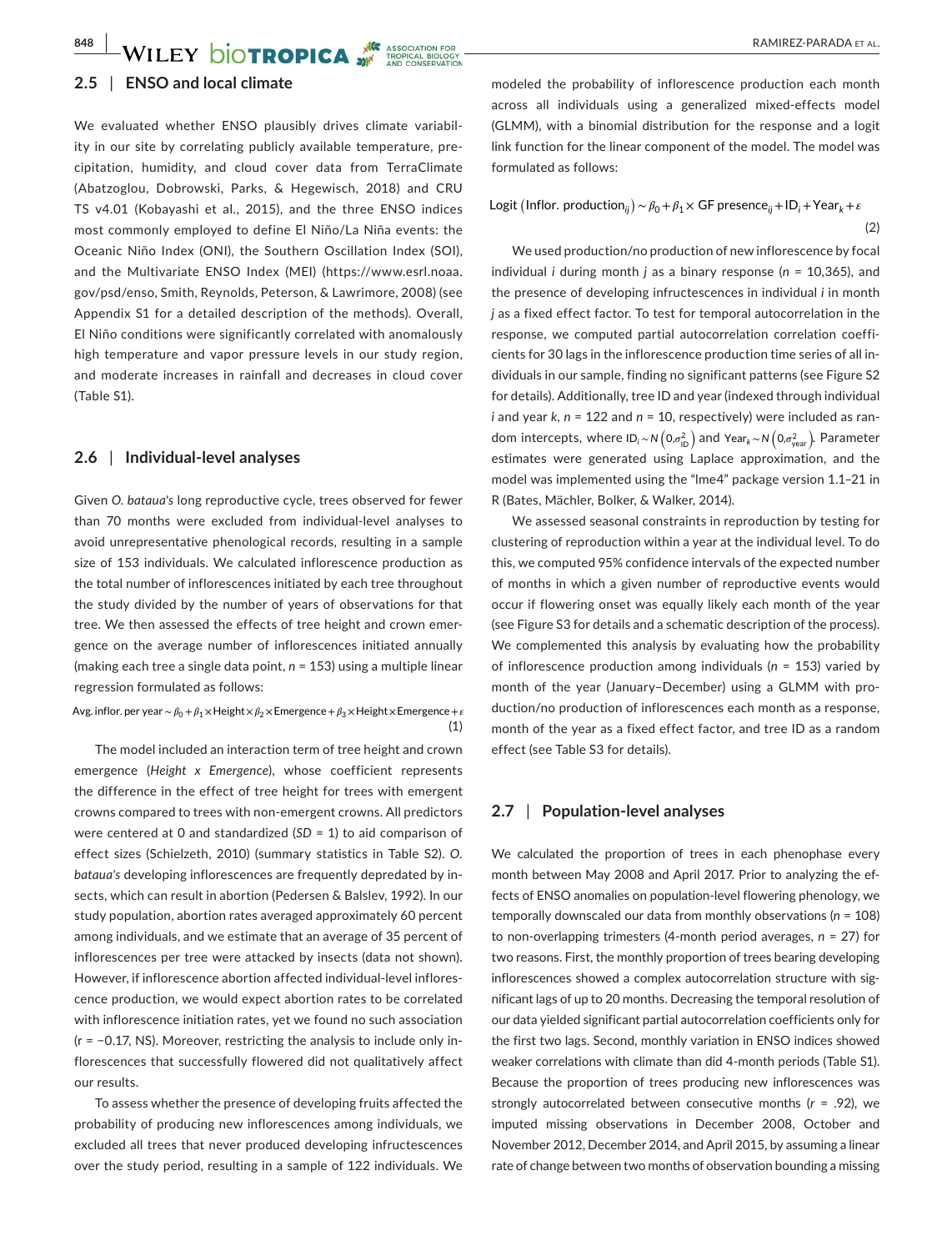## 2.5 | ENSO and local climate

We evaluated whether ENSO plausibly drives climate variability in our site by correlating publicly available temperature, precipitation, humidity, and cloud cover data from TerraClimate (Abatzoglou, Dobrowski, Parks, & Hegewisch, 2018) and CRU TS v4.01 (Kobayashi et al., 2015), and the three ENSO indices most commonly employed to define El Niño/La Niña events: the Oceanic Niño Index (ONI), the Southern Oscillation Index (SOI), and the Multivariate ENSO Index (MEI) (https://www.esrl.noaa.gov/psd/enso, Smith, Reynolds, Peterson, & Lawrimore, 2008) (see Appendix S1 for a detailed description of the methods). Overall, El Niño conditions were significantly correlated with anomalously high temperature and vapor pressure levels in our study region, and moderate increases in rainfall and decreases in cloud cover (Table S1).

## 2.6 | Individual-level analyses

Given *O. bataua's* long reproductive cycle, trees observed for fewer than 70 months were excluded from individual-level analyses to avoid unrepresentative phenological records, resulting in a sample size of 153 individuals. We calculated inflorescence production as the total number of inflorescences initiated by each tree throughout the study divided by the number of years of observations for that tree. We then assessed the effects of tree height and crown emergence on the average number of inflorescences initiated annually (making each tree a single data point, $n = 153$) using a multiple linear regression formulated as follows:

$$\text{Avg. inflor. per year} \sim \beta_0 + \beta_1 \times \text{Height} \times \beta_2 \times \text{Emergence} + \beta_3 \times \text{Height} \times \text{Emergence} + \varepsilon \tag{1}$$

The model included an interaction term of tree height and crown emergence (*Height x Emergence*), whose coefficient represents the difference in the effect of tree height for trees with emergent crowns compared to trees with non-emergent crowns. All predictors were centered at 0 and standardized ($SD = 1$) to aid comparison of effect sizes (Schielzeth, 2010) (summary statistics in Table S2). *O. bataua's* developing inflorescences are frequently depredated by insects, which can result in abortion (Pedersen & Balslev, 1992). In our study population, abortion rates averaged approximately 60 percent among individuals, and we estimate that an average of 35 percent of inflorescences per tree were attacked by insects (data not shown). However, if inflorescence abortion affected individual-level inflorescence production, we would expect abortion rates to be correlated with inflorescence initiation rates, yet we found no such association ($r = -0.17$, NS). Moreover, restricting the analysis to include only inflorescences that successfully flowered did not qualitatively affect our results.

To assess whether the presence of developing fruits affected the probability of producing new inflorescences among individuals, we excluded all trees that never produced developing infructescences over the study period, resulting in a sample of 122 individuals. We modeled the probability of inflorescence production each month across all individuals using a generalized mixed-effects model (GLMM), with a binomial distribution for the response and a logit link function for the linear component of the model. The model was formulated as follows:

$$\text{Logit}\left(\text{Inflor. production}_{ij}\right) \sim \beta_0 + \beta_1 \times \text{GF presence}_{ij} + \text{ID}_i + \text{Year}_k + \varepsilon \tag{2}$$

We used production/no production of new inflorescence by focal individual $i$ during month $j$ as a binary response ($n = 10,365$), and the presence of developing infructescences in individual $i$ in month $j$ as a fixed effect factor. To test for temporal autocorrelation in the response, we computed partial autocorrelation correlation coefficients for 30 lags in the inflorescence production time series of all individuals in our sample, finding no significant patterns (see Figure S2 for details). Additionally, tree ID and year (indexed through individual $i$ and year $k$, $n = 122$ and $n = 10$, respectively) were included as random intercepts, where $\text{ID}_i \sim N\left(0, \sigma^2_{\text{ID}}\right)$ and $\text{Year}_k \sim N\left(0, \sigma^2_{\text{year}}\right)$. Parameter estimates were generated using Laplace approximation, and the model was implemented using the "lme4" package version 1.1–21 in R (Bates, Mächler, Bolker, & Walker, 2014).

We assessed seasonal constraints in reproduction by testing for clustering of reproduction within a year at the individual level. To do this, we computed 95% confidence intervals of the expected number of months in which a given number of reproductive events would occur if flowering onset was equally likely each month of the year (see Figure S3 for details and a schematic description of the process). We complemented this analysis by evaluating how the probability of inflorescence production among individuals ($n = 153$) varied by month of the year (January–December) using a GLMM with production/no production of inflorescences each month as a response, month of the year as a fixed effect factor, and tree ID as a random effect (see Table S3 for details).

## 2.7 | Population-level analyses

We calculated the proportion of trees in each phenophase every month between May 2008 and April 2017. Prior to analyzing the effects of ENSO anomalies on population-level flowering phenology, we temporally downscaled our data from monthly observations ($n = 108$) to non-overlapping trimesters (4-month period averages, $n = 27$) for two reasons. First, the monthly proportion of trees bearing developing inflorescences showed a complex autocorrelation structure with significant lags of up to 20 months. Decreasing the temporal resolution of our data yielded significant partial autocorrelation coefficients only for the first two lags. Second, monthly variation in ENSO indices showed weaker correlations with climate than did 4-month periods (Table S1). Because the proportion of trees producing new inflorescences was strongly autocorrelated between consecutive months ($r = .92$), we imputed missing observations in December 2008, October and November 2012, December 2014, and April 2015, by assuming a linear rate of change between two months of observation bounding a missing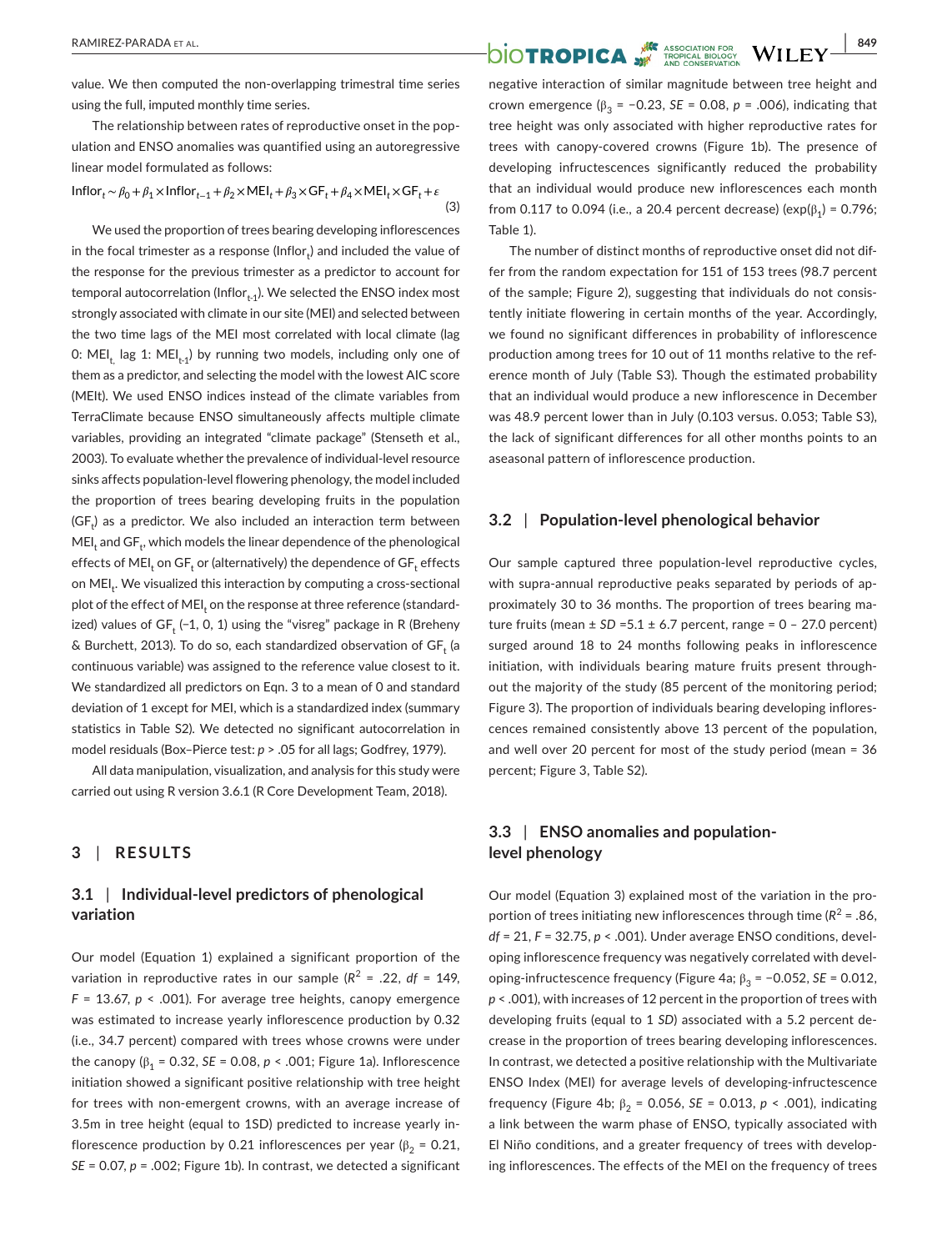value. We then computed the non-overlapping trimestral time series using the full, imputed monthly time series.

The relationship between rates of reproductive onset in the population and ENSO anomalies was quantified using an autoregressive linear model formulated as follows:

$$\text{Inflor}_t \sim \beta_0 + \beta_1 \times \text{Inflor}_{t-1} + \beta_2 \times \text{MEI}_t + \beta_3 \times \text{GF}_t + \beta_4 \times \text{MEI}_t \times \text{GF}_t + \varepsilon \quad (3)$$

We used the proportion of trees bearing developing inflorescences in the focal trimester as a response ($\text{Inflor}_t$) and included the value of the response for the previous trimester as a predictor to account for temporal autocorrelation ($\text{Inflor}_{t-1}$). We selected the ENSO index most strongly associated with climate in our site (MEI) and selected between the two time lags of the MEI most correlated with local climate (lag 0: $\text{MEI}_t$, lag 1: $\text{MEI}_{t-1}$) by running two models, including only one of them as a predictor, and selecting the model with the lowest AIC score (MEIt). We used ENSO indices instead of the climate variables from TerraClimate because ENSO simultaneously affects multiple climate variables, providing an integrated "climate package" (Stenseth et al., 2003). To evaluate whether the prevalence of individual-level resource sinks affects population-level flowering phenology, the model included the proportion of trees bearing developing fruits in the population ($\text{GF}_t$) as a predictor. We also included an interaction term between $\text{MEI}_t$ and $\text{GF}_t$, which models the linear dependence of the phenological effects of $\text{MEI}_t$ on $\text{GF}_t$ or (alternatively) the dependence of $\text{GF}_t$ effects on $\text{MEI}_t$. We visualized this interaction by computing a cross-sectional plot of the effect of $\text{MEI}_t$ on the response at three reference (standardized) values of $\text{GF}_t$ (−1, 0, 1) using the "visreg" package in R (Breheny & Burchett, 2013). To do so, each standardized observation of $\text{GF}_t$ (a continuous variable) was assigned to the reference value closest to it. We standardized all predictors on Eqn. 3 to a mean of 0 and standard deviation of 1 except for MEI, which is a standardized index (summary statistics in Table S2). We detected no significant autocorrelation in model residuals (Box–Pierce test: $p > .05$ for all lags; Godfrey, 1979).

All data manipulation, visualization, and analysis for this study were carried out using R version 3.6.1 (R Core Development Team, 2018).

## 3 | RESULTS

### 3.1 | Individual-level predictors of phenological variation

Our model (Equation 1) explained a significant proportion of the variation in reproductive rates in our sample ($R^2 = .22$, $df = 149$, $F = 13.67$, $p < .001$). For average tree heights, canopy emergence was estimated to increase yearly inflorescence production by 0.32 (i.e., 34.7 percent) compared with trees whose crowns were under the canopy ($\beta_1 = 0.32$, $SE = 0.08$, $p < .001$; Figure 1a). Inflorescence initiation showed a significant positive relationship with tree height for trees with non-emergent crowns, with an average increase of 3.5m in tree height (equal to 1SD) predicted to increase yearly inflorescence production by 0.21 inflorescences per year ($\beta_2 = 0.21$, $SE = 0.07$, $p = .002$; Figure 1b). In contrast, we detected a significant negative interaction of similar magnitude between tree height and crown emergence ($\beta_3 = -0.23$, $SE = 0.08$, $p = .006$), indicating that tree height was only associated with higher reproductive rates for trees with canopy-covered crowns (Figure 1b). The presence of developing infructescences significantly reduced the probability that an individual would produce new inflorescences each month from 0.117 to 0.094 (i.e., a 20.4 percent decrease) ($\exp(\beta_1) = 0.796$; Table 1).

The number of distinct months of reproductive onset did not differ from the random expectation for 151 of 153 trees (98.7 percent of the sample; Figure 2), suggesting that individuals do not consistently initiate flowering in certain months of the year. Accordingly, we found no significant differences in probability of inflorescence production among trees for 10 out of 11 months relative to the reference month of July (Table S3). Though the estimated probability that an individual would produce a new inflorescence in December was 48.9 percent lower than in July (0.103 versus. 0.053; Table S3), the lack of significant differences for all other months points to an aseasonal pattern of inflorescence production.

### 3.2 | Population-level phenological behavior

Our sample captured three population-level reproductive cycles, with supra-annual reproductive peaks separated by periods of approximately 30 to 36 months. The proportion of trees bearing mature fruits (mean ± *SD* =5.1 ± 6.7 percent, range = 0 – 27.0 percent) surged around 18 to 24 months following peaks in inflorescence initiation, with individuals bearing mature fruits present throughout the majority of the study (85 percent of the monitoring period; Figure 3). The proportion of individuals bearing developing inflorescences remained consistently above 13 percent of the population, and well over 20 percent for most of the study period (mean = 36 percent; Figure 3, Table S2).

### 3.3 | ENSO anomalies and population-level phenology

Our model (Equation 3) explained most of the variation in the proportion of trees initiating new inflorescences through time ($R^2 = .86$, $df = 21$, $F = 32.75$, $p < .001$). Under average ENSO conditions, developing inflorescence frequency was negatively correlated with developing-infructescence frequency (Figure 4a; $\beta_3 = -0.052$, $SE = 0.012$, $p < .001$), with increases of 12 percent in the proportion of trees with developing fruits (equal to 1 *SD*) associated with a 5.2 percent decrease in the proportion of trees bearing developing inflorescences. In contrast, we detected a positive relationship with the Multivariate ENSO Index (MEI) for average levels of developing-infructescence frequency (Figure 4b; $\beta_2 = 0.056$, $SE = 0.013$, $p < .001$), indicating a link between the warm phase of ENSO, typically associated with El Niño conditions, and a greater frequency of trees with developing inflorescences. The effects of the MEI on the frequency of trees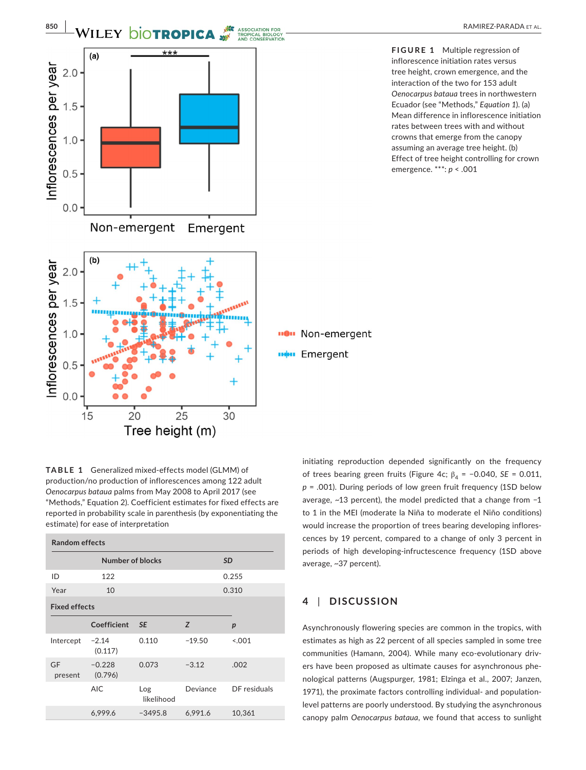**FIGURE 1** Multiple regression of inflorescence initiation rates versus tree height, crown emergence, and the interaction of the two for 153 adult *Oenocarpus bataua* trees in northwestern Ecuador (see "Methods," *Equation 1*). (a) Mean difference in inflorescence initiation rates between trees with and without crowns that emerge from the canopy assuming an average tree height. (b) Effect of tree height controlling for crown emergence. ***: $p < .001$

**TABLE 1** Generalized mixed-effects model (GLMM) of production/no production of inflorescences among 122 adult *Oenocarpus bataua* palms from May 2008 to April 2017 (see "Methods," Equation 2). Coefficient estimates for fixed effects are reported in probability scale in parenthesis (by exponentiating the estimate) for ease of interpretation

| **Random effects** | | | | |
|---|---|---|---|---|
| | Number of blocks | | *SD* | |
| ID | 122 | | 0.255 | |
| Year | 10 | | 0.310 | |
| **Fixed effects** | | | | |
| | Coefficient | *SE* | *Z* | *p* |
| Intercept | −2.14 (0.117) | 0.110 | −19.50 | <.001 |
| GF present | −0.228 (0.796) | 0.073 | −3.12 | .002 |
| | AIC | Log likelihood | Deviance | DF residuals |
| | 6,999.6 | −3495.8 | 6,991.6 | 10,361 |

initiating reproduction depended significantly on the frequency of trees bearing green fruits (Figure 4c; $\beta_4$ = −0.040, *SE* = 0.011, *p* = .001). During periods of low green fruit frequency (1SD below average, ~13 percent), the model predicted that a change from −1 to 1 in the MEI (moderate la Niña to moderate el Niño conditions) would increase the proportion of trees bearing developing inflorescences by 19 percent, compared to a change of only 3 percent in periods of high developing-infructescence frequency (1SD above average, ~37 percent).

## 4 | DISCUSSION

Asynchronously flowering species are common in the tropics, with estimates as high as 22 percent of all species sampled in some tree communities (Hamann, 2004). While many eco-evolutionary drivers have been proposed as ultimate causes for asynchronous phenological patterns (Augspurger, 1981; Elzinga et al., 2007; Janzen, 1971), the proximate factors controlling individual- and population-level patterns are poorly understood. By studying the asynchronous canopy palm *Oenocarpus bataua*, we found that access to sunlight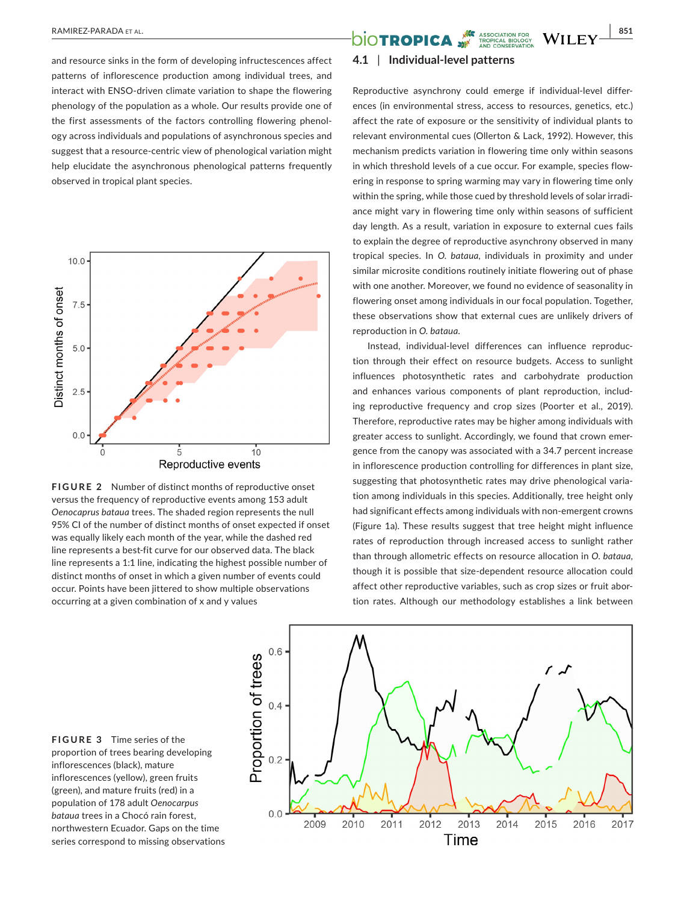and resource sinks in the form of developing infructescences affect patterns of inflorescence production among individual trees, and interact with ENSO-driven climate variation to shape the flowering phenology of the population as a whole. Our results provide one of the first assessments of the factors controlling flowering phenology across individuals and populations of asynchronous species and suggest that a resource-centric view of phenological variation might help elucidate the asynchronous phenological patterns frequently observed in tropical plant species.

**FIGURE 2** Number of distinct months of reproductive onset versus the frequency of reproductive events among 153 adult *Oenocarpus bataua* trees. The shaded region represents the null 95% CI of the number of distinct months of onset expected if onset was equally likely each month of the year, while the dashed red line represents a best-fit curve for our observed data. The black line represents a 1:1 line, indicating the highest possible number of distinct months of onset in which a given number of events could occur. Points have been jittered to show multiple observations occurring at a given combination of x and y values

## 4.1 | Individual-level patterns

Reproductive asynchrony could emerge if individual-level differences (in environmental stress, access to resources, genetics, etc.) affect the rate of exposure or the sensitivity of individual plants to relevant environmental cues (Ollerton & Lack, 1992). However, this mechanism predicts variation in flowering time only within seasons in which threshold levels of a cue occur. For example, species flowering in response to spring warming may vary in flowering time only within the spring, while those cued by threshold levels of solar irradiance might vary in flowering time only within seasons of sufficient day length. As a result, variation in exposure to external cues fails to explain the degree of reproductive asynchrony observed in many tropical species. In *O. bataua*, individuals in proximity and under similar microsite conditions routinely initiate flowering out of phase with one another. Moreover, we found no evidence of seasonality in flowering onset among individuals in our focal population. Together, these observations show that external cues are unlikely drivers of reproduction in *O. bataua*.

Instead, individual-level differences can influence reproduction through their effect on resource budgets. Access to sunlight influences photosynthetic rates and carbohydrate production and enhances various components of plant reproduction, including reproductive frequency and crop sizes (Poorter et al., 2019). Therefore, reproductive rates may be higher among individuals with greater access to sunlight. Accordingly, we found that crown emergence from the canopy was associated with a 34.7 percent increase in inflorescence production controlling for differences in plant size, suggesting that photosynthetic rates may drive phenological variation among individuals in this species. Additionally, tree height only had significant effects among individuals with non-emergent crowns (Figure 1a). These results suggest that tree height might influence rates of reproduction through increased access to sunlight rather than through allometric effects on resource allocation in *O. bataua*, though it is possible that size-dependent resource allocation could affect other reproductive variables, such as crop sizes or fruit abortion rates. Although our methodology establishes a link between

**FIGURE 3** Time series of the proportion of trees bearing developing inflorescences (black), mature inflorescences (yellow), green fruits (green), and mature fruits (red) in a population of 178 adult *Oenocarpus bataua* trees in a Chocó rain forest, northwestern Ecuador. Gaps on the time series correspond to missing observations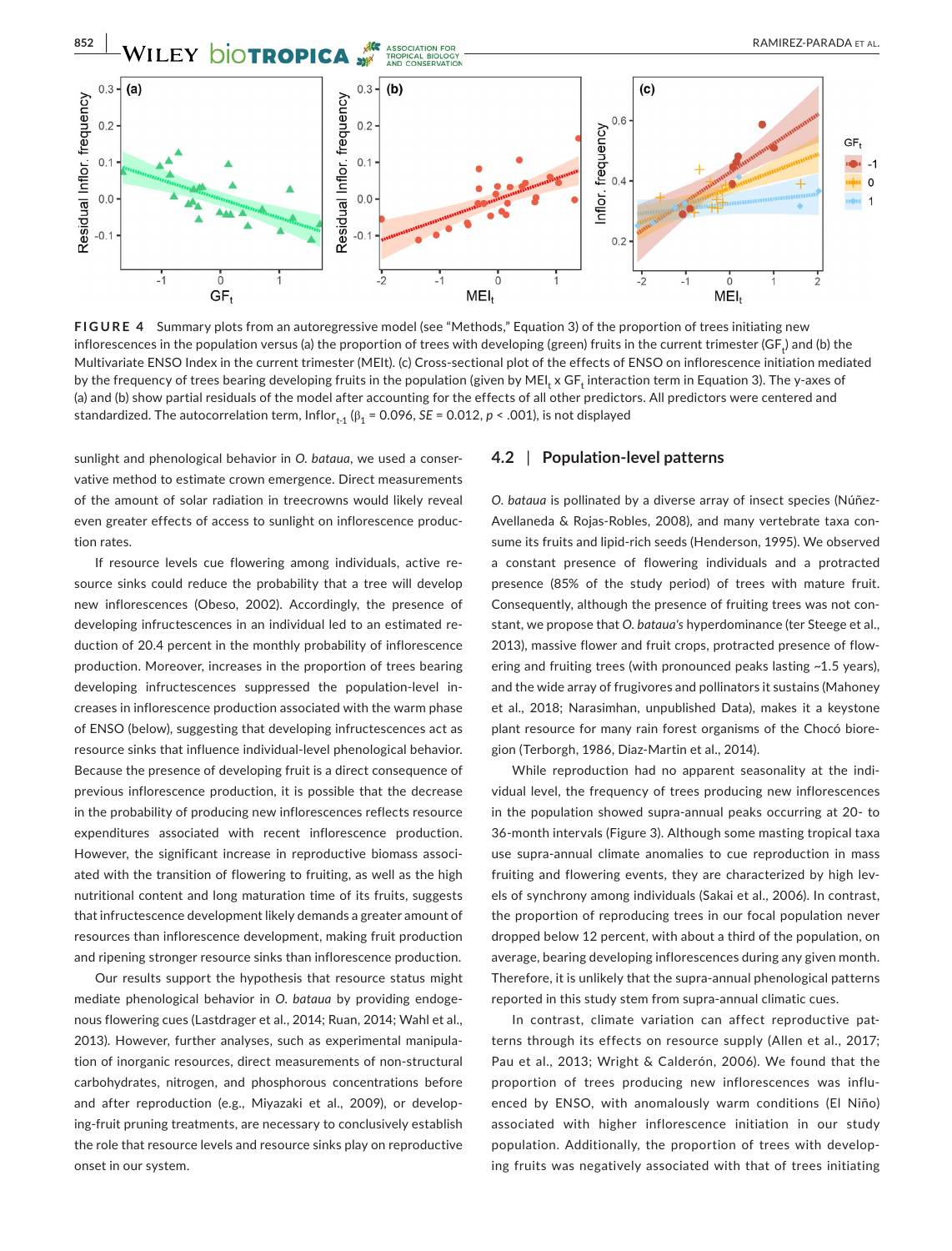**FIGURE 4** Summary plots from an autoregressive model (see "Methods," Equation 3) of the proportion of trees initiating new inflorescences in the population versus (a) the proportion of trees with developing (green) fruits in the current trimester ($GF_t$) and (b) the Multivariate ENSO Index in the current trimester (MEIt). (c) Cross-sectional plot of the effects of ENSO on inflorescence initiation mediated by the frequency of trees bearing developing fruits in the population (given by $MEI_t \times GF_t$ interaction term in Equation 3). The y-axes of (a) and (b) show partial residuals of the model after accounting for the effects of all other predictors. All predictors were centered and standardized. The autocorrelation term, $Inflor_{t-1}$ ($\beta_1 = 0.096$, $SE = 0.012$, $p < .001$), is not displayed

sunlight and phenological behavior in *O. bataua*, we used a conservative method to estimate crown emergence. Direct measurements of the amount of solar radiation in treecrowns would likely reveal even greater effects of access to sunlight on inflorescence production rates.

If resource levels cue flowering among individuals, active resource sinks could reduce the probability that a tree will develop new inflorescences (Obeso, 2002). Accordingly, the presence of developing infructescences in an individual led to an estimated reduction of 20.4 percent in the monthly probability of inflorescence production. Moreover, increases in the proportion of trees bearing developing infructescences suppressed the population-level increases in inflorescence production associated with the warm phase of ENSO (below), suggesting that developing infructescences act as resource sinks that influence individual-level phenological behavior. Because the presence of developing fruit is a direct consequence of previous inflorescence production, it is possible that the decrease in the probability of producing new inflorescences reflects resource expenditures associated with recent inflorescence production. However, the significant increase in reproductive biomass associated with the transition of flowering to fruiting, as well as the high nutritional content and long maturation time of its fruits, suggests that infructescence development likely demands a greater amount of resources than inflorescence development, making fruit production and ripening stronger resource sinks than inflorescence production.

Our results support the hypothesis that resource status might mediate phenological behavior in *O. bataua* by providing endogenous flowering cues (Lastdrager et al., 2014; Ruan, 2014; Wahl et al., 2013). However, further analyses, such as experimental manipulation of inorganic resources, direct measurements of non-structural carbohydrates, nitrogen, and phosphorous concentrations before and after reproduction (e.g., Miyazaki et al., 2009), or developing-fruit pruning treatments, are necessary to conclusively establish the role that resource levels and resource sinks play on reproductive onset in our system.

## 4.2 | Population-level patterns

*O. bataua* is pollinated by a diverse array of insect species (Núñez-Avellaneda & Rojas-Robles, 2008), and many vertebrate taxa consume its fruits and lipid-rich seeds (Henderson, 1995). We observed a constant presence of flowering individuals and a protracted presence (85% of the study period) of trees with mature fruit. Consequently, although the presence of fruiting trees was not constant, we propose that *O. bataua's* hyperdominance (ter Steege et al., 2013), massive flower and fruit crops, protracted presence of flowering and fruiting trees (with pronounced peaks lasting ~1.5 years), and the wide array of frugivores and pollinators it sustains (Mahoney et al., 2018; Narasimhan, unpublished Data), makes it a keystone plant resource for many rain forest organisms of the Chocó bioregion (Terborgh, 1986, Diaz-Martin et al., 2014).

While reproduction had no apparent seasonality at the individual level, the frequency of trees producing new inflorescences in the population showed supra-annual peaks occurring at 20- to 36-month intervals (Figure 3). Although some masting tropical taxa use supra-annual climate anomalies to cue reproduction in mass fruiting and flowering events, they are characterized by high levels of synchrony among individuals (Sakai et al., 2006). In contrast, the proportion of reproducing trees in our focal population never dropped below 12 percent, with about a third of the population, on average, bearing developing inflorescences during any given month. Therefore, it is unlikely that the supra-annual phenological patterns reported in this study stem from supra-annual climatic cues.

In contrast, climate variation can affect reproductive patterns through its effects on resource supply (Allen et al., 2017; Pau et al., 2013; Wright & Calderón, 2006). We found that the proportion of trees producing new inflorescences was influenced by ENSO, with anomalously warm conditions (El Niño) associated with higher inflorescence initiation in our study population. Additionally, the proportion of trees with developing fruits was negatively associated with that of trees initiating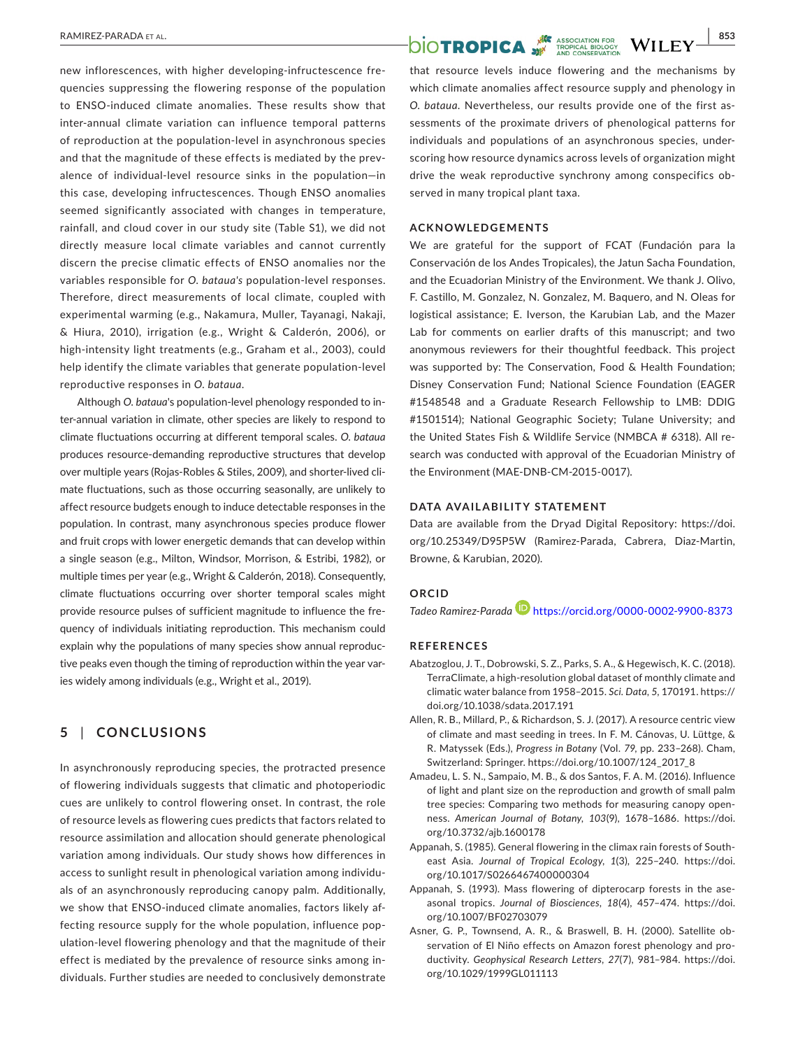new inflorescences, with higher developing-infructescence frequencies suppressing the flowering response of the population to ENSO-induced climate anomalies. These results show that inter-annual climate variation can influence temporal patterns of reproduction at the population-level in asynchronous species and that the magnitude of these effects is mediated by the prevalence of individual-level resource sinks in the population—in this case, developing infructescences. Though ENSO anomalies seemed significantly associated with changes in temperature, rainfall, and cloud cover in our study site (Table S1), we did not directly measure local climate variables and cannot currently discern the precise climatic effects of ENSO anomalies nor the variables responsible for *O. bataua*'s population-level responses. Therefore, direct measurements of local climate, coupled with experimental warming (e.g., Nakamura, Muller, Tayanagi, Nakaji, & Hiura, 2010), irrigation (e.g., Wright & Calderón, 2006), or high-intensity light treatments (e.g., Graham et al., 2003), could help identify the climate variables that generate population-level reproductive responses in *O. bataua*.

Although *O. bataua*'s population-level phenology responded to inter-annual variation in climate, other species are likely to respond to climate fluctuations occurring at different temporal scales. *O. bataua* produces resource-demanding reproductive structures that develop over multiple years (Rojas-Robles & Stiles, 2009), and shorter-lived climate fluctuations, such as those occurring seasonally, are unlikely to affect resource budgets enough to induce detectable responses in the population. In contrast, many asynchronous species produce flower and fruit crops with lower energetic demands that can develop within a single season (e.g., Milton, Windsor, Morrison, & Estribi, 1982), or multiple times per year (e.g., Wright & Calderón, 2018). Consequently, climate fluctuations occurring over shorter temporal scales might provide resource pulses of sufficient magnitude to influence the frequency of individuals initiating reproduction. This mechanism could explain why the populations of many species show annual reproductive peaks even though the timing of reproduction within the year varies widely among individuals (e.g., Wright et al., 2019).

## 5 | CONCLUSIONS

In asynchronously reproducing species, the protracted presence of flowering individuals suggests that climatic and photoperiodic cues are unlikely to control flowering onset. In contrast, the role of resource levels as flowering cues predicts that factors related to resource assimilation and allocation should generate phenological variation among individuals. Our study shows how differences in access to sunlight result in phenological variation among individuals of an asynchronously reproducing canopy palm. Additionally, we show that ENSO-induced climate anomalies, factors likely affecting resource supply for the whole population, influence population-level flowering phenology and that the magnitude of their effect is mediated by the prevalence of resource sinks among individuals. Further studies are needed to conclusively demonstrate that resource levels induce flowering and the mechanisms by which climate anomalies affect resource supply and phenology in *O. bataua*. Nevertheless, our results provide one of the first assessments of the proximate drivers of phenological patterns for individuals and populations of an asynchronous species, underscoring how resource dynamics across levels of organization might drive the weak reproductive synchrony among conspecifics observed in many tropical plant taxa.

## ACKNOWLEDGEMENTS

We are grateful for the support of FCAT (Fundación para la Conservación de los Andes Tropicales), the Jatun Sacha Foundation, and the Ecuadorian Ministry of the Environment. We thank J. Olivo, F. Castillo, M. Gonzalez, N. Gonzalez, M. Baquero, and N. Oleas for logistical assistance; E. Iverson, the Karubian Lab, and the Mazer Lab for comments on earlier drafts of this manuscript; and two anonymous reviewers for their thoughtful feedback. This project was supported by: The Conservation, Food & Health Foundation; Disney Conservation Fund; National Science Foundation (EAGER #1548548 and a Graduate Research Fellowship to LMB: DDIG #1501514); National Geographic Society; Tulane University; and the United States Fish & Wildlife Service (NMBCA # 6318). All research was conducted with approval of the Ecuadorian Ministry of the Environment (MAE-DNB-CM-2015-0017).

## DATA AVAILABILITY STATEMENT

Data are available from the Dryad Digital Repository: https://doi.org/10.25349/D95P5W (Ramirez-Parada, Cabrera, Diaz-Martin, Browne, & Karubian, 2020).

## ORCID

*Tadeo Ramirez-Parada* https://orcid.org/0000-0002-9900-8373

## REFERENCES

Abatzoglou, J. T., Dobrowski, S. Z., Parks, S. A., & Hegewisch, K. C. (2018). TerraClimate, a high-resolution global dataset of monthly climate and climatic water balance from 1958–2015. *Sci. Data*, *5*, 170191. https://doi.org/10.1038/sdata.2017.191

Allen, R. B., Millard, P., & Richardson, S. J. (2017). A resource centric view of climate and mast seeding in trees. In F. M. Cánovas, U. Lüttge, & R. Matyssek (Eds.), *Progress in Botany* (Vol. *79*, pp. 233–268). Cham, Switzerland: Springer. https://doi.org/10.1007/124_2017_8

Amadeu, L. S. N., Sampaio, M. B., & dos Santos, F. A. M. (2016). Influence of light and plant size on the reproduction and growth of small palm tree species: Comparing two methods for measuring canopy openness. *American Journal of Botany*, *103*(9), 1678–1686. https://doi.org/10.3732/ajb.1600178

Appanah, S. (1985). General flowering in the climax rain forests of South-east Asia. *Journal of Tropical Ecology*, *1*(3), 225–240. https://doi.org/10.1017/S0266467400000304

Appanah, S. (1993). Mass flowering of dipterocarp forests in the aseasonal tropics. *Journal of Biosciences*, *18*(4), 457–474. https://doi.org/10.1007/BF02703079

Asner, G. P., Townsend, A. R., & Braswell, B. H. (2000). Satellite observation of El Niño effects on Amazon forest phenology and productivity. *Geophysical Research Letters*, *27*(7), 981–984. https://doi.org/10.1029/1999GL011113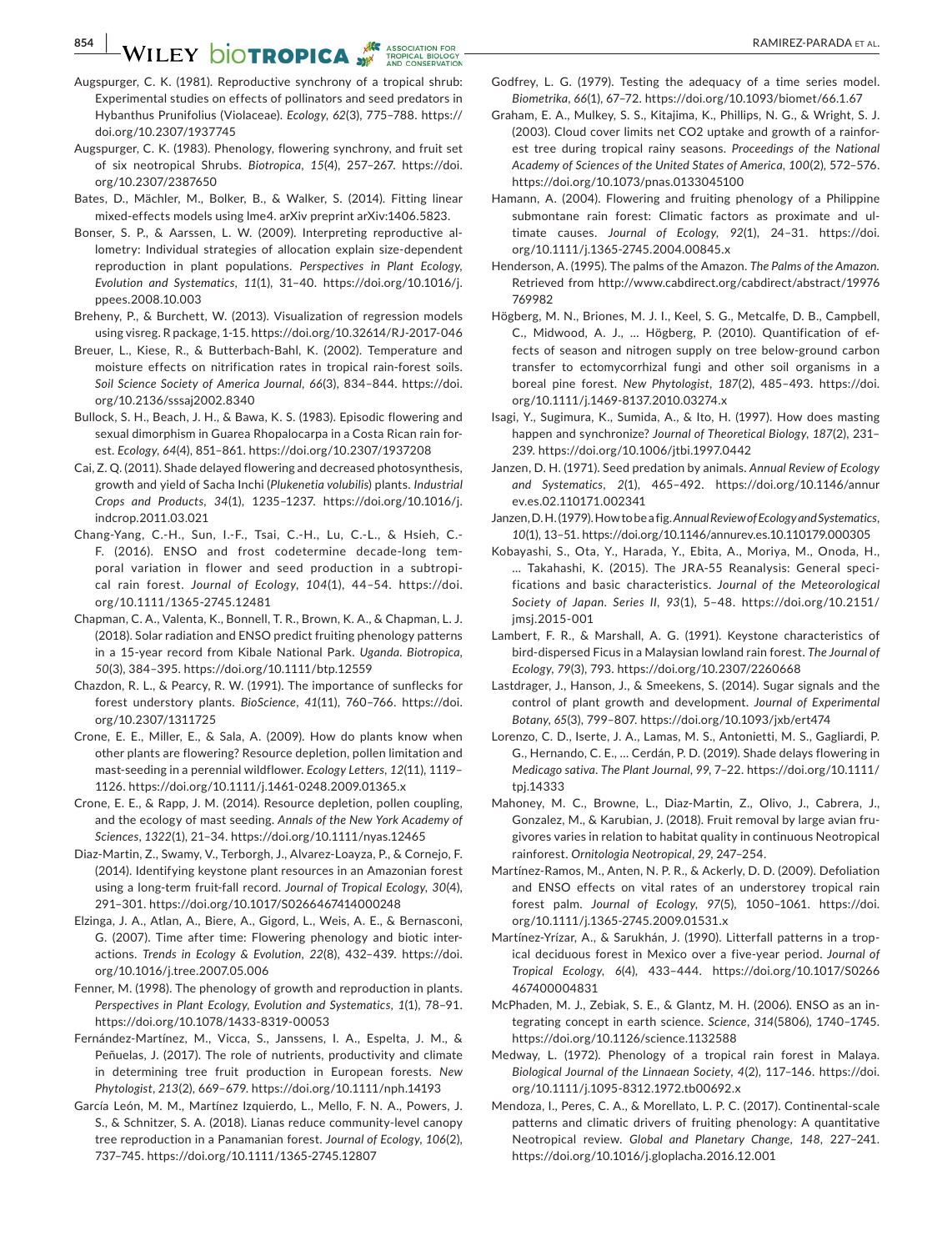Augspurger, C. K. (1981). Reproductive synchrony of a tropical shrub: Experimental studies on effects of pollinators and seed predators in Hybanthus Prunifolius (Violaceae). *Ecology*, *62*(3), 775–788. https://doi.org/10.2307/1937745

Augspurger, C. K. (1983). Phenology, flowering synchrony, and fruit set of six neotropical Shrubs. *Biotropica*, *15*(4), 257–267. https://doi.org/10.2307/2387650

Bates, D., Mächler, M., Bolker, B., & Walker, S. (2014). Fitting linear mixed-effects models using lme4. arXiv preprint arXiv:1406.5823.

Bonser, S. P., & Aarssen, L. W. (2009). Interpreting reproductive allometry: Individual strategies of allocation explain size-dependent reproduction in plant populations. *Perspectives in Plant Ecology, Evolution and Systematics*, *11*(1), 31–40. https://doi.org/10.1016/j.ppees.2008.10.003

Breheny, P., & Burchett, W. (2013). Visualization of regression models using visreg. R package, 1-15. https://doi.org/10.32614/RJ-2017-046

Breuer, L., Kiese, R., & Butterbach-Bahl, K. (2002). Temperature and moisture effects on nitrification rates in tropical rain-forest soils. *Soil Science Society of America Journal*, *66*(3), 834–844. https://doi.org/10.2136/sssaj2002.8340

Bullock, S. H., Beach, J. H., & Bawa, K. S. (1983). Episodic flowering and sexual dimorphism in Guarea Rhopalocarpa in a Costa Rican rain forest. *Ecology*, *64*(4), 851–861. https://doi.org/10.2307/1937208

Cai, Z. Q. (2011). Shade delayed flowering and decreased photosynthesis, growth and yield of Sacha Inchi (*Plukenetia volubilis*) plants. *Industrial Crops and Products*, *34*(1), 1235–1237. https://doi.org/10.1016/j.indcrop.2011.03.021

Chang-Yang, C.-H., Sun, I.-F., Tsai, C.-H., Lu, C.-L., & Hsieh, C.-F. (2016). ENSO and frost codetermine decade-long temporal variation in flower and seed production in a subtropical rain forest. *Journal of Ecology*, *104*(1), 44–54. https://doi.org/10.1111/1365-2745.12481

Chapman, C. A., Valenta, K., Bonnell, T. R., Brown, K. A., & Chapman, L. J. (2018). Solar radiation and ENSO predict fruiting phenology patterns in a 15-year record from Kibale National Park. *Uganda. Biotropica*, *50*(3), 384–395. https://doi.org/10.1111/btp.12559

Chazdon, R. L., & Pearcy, R. W. (1991). The importance of sunflecks for forest understory plants. *BioScience*, *41*(11), 760–766. https://doi.org/10.2307/1311725

Crone, E. E., Miller, E., & Sala, A. (2009). How do plants know when other plants are flowering? Resource depletion, pollen limitation and mast-seeding in a perennial wildflower. *Ecology Letters*, *12*(11), 1119–1126. https://doi.org/10.1111/j.1461-0248.2009.01365.x

Crone, E. E., & Rapp, J. M. (2014). Resource depletion, pollen coupling, and the ecology of mast seeding. *Annals of the New York Academy of Sciences*, *1322*(1), 21–34. https://doi.org/10.1111/nyas.12465

Diaz-Martin, Z., Swamy, V., Terborgh, J., Alvarez-Loayza, P., & Cornejo, F. (2014). Identifying keystone plant resources in an Amazonian forest using a long-term fruit-fall record. *Journal of Tropical Ecology*, *30*(4), 291–301. https://doi.org/10.1017/S0266467414000248

Elzinga, J. A., Atlan, A., Biere, A., Gigord, L., Weis, A. E., & Bernasconi, G. (2007). Time after time: Flowering phenology and biotic interactions. *Trends in Ecology & Evolution*, *22*(8), 432–439. https://doi.org/10.1016/j.tree.2007.05.006

Fenner, M. (1998). The phenology of growth and reproduction in plants. *Perspectives in Plant Ecology, Evolution and Systematics*, *1*(1), 78–91. https://doi.org/10.1078/1433-8319-00053

Fernández-Martínez, M., Vicca, S., Janssens, I. A., Espelta, J. M., & Peñuelas, J. (2017). The role of nutrients, productivity and climate in determining tree fruit production in European forests. *New Phytologist*, *213*(2), 669–679. https://doi.org/10.1111/nph.14193

García León, M. M., Martínez Izquierdo, L., Mello, F. N. A., Powers, J. S., & Schnitzer, S. A. (2018). Lianas reduce community-level canopy tree reproduction in a Panamanian forest. *Journal of Ecology*, *106*(2), 737–745. https://doi.org/10.1111/1365-2745.12807

Godfrey, L. G. (1979). Testing the adequacy of a time series model. *Biometrika*, *66*(1), 67–72. https://doi.org/10.1093/biomet/66.1.67

Graham, E. A., Mulkey, S. S., Kitajima, K., Phillips, N. G., & Wright, S. J. (2003). Cloud cover limits net CO2 uptake and growth of a rainforest tree during tropical rainy seasons. *Proceedings of the National Academy of Sciences of the United States of America*, *100*(2), 572–576. https://doi.org/10.1073/pnas.0133045100

Hamann, A. (2004). Flowering and fruiting phenology of a Philippine submontane rain forest: Climatic factors as proximate and ultimate causes. *Journal of Ecology*, *92*(1), 24–31. https://doi.org/10.1111/j.1365-2745.2004.00845.x

Henderson, A. (1995). The palms of the Amazon. *The Palms of the Amazon*. Retrieved from http://www.cabdirect.org/cabdirect/abstract/19976769982

Högberg, M. N., Briones, M. J. I., Keel, S. G., Metcalfe, D. B., Campbell, C., Midwood, A. J., … Högberg, P. (2010). Quantification of effects of season and nitrogen supply on tree below-ground carbon transfer to ectomycorrhizal fungi and other soil organisms in a boreal pine forest. *New Phytologist*, *187*(2), 485–493. https://doi.org/10.1111/j.1469-8137.2010.03274.x

Isagi, Y., Sugimura, K., Sumida, A., & Ito, H. (1997). How does masting happen and synchronize? *Journal of Theoretical Biology*, *187*(2), 231–239. https://doi.org/10.1006/jtbi.1997.0442

Janzen, D. H. (1971). Seed predation by animals. *Annual Review of Ecology and Systematics*, *2*(1), 465–492. https://doi.org/10.1146/annurev.es.02.110171.002341

Janzen, D. H. (1979). How to be a fig. *Annual Review of Ecology and Systematics*, *10*(1), 13–51. https://doi.org/10.1146/annurev.es.10.110179.000305

Kobayashi, S., Ota, Y., Harada, Y., Ebita, A., Moriya, M., Onoda, H., … Takahashi, K. (2015). The JRA-55 Reanalysis: General specifications and basic characteristics. *Journal of the Meteorological Society of Japan. Series II*, *93*(1), 5–48. https://doi.org/10.2151/jmsj.2015-001

Lambert, F. R., & Marshall, A. G. (1991). Keystone characteristics of bird-dispersed Ficus in a Malaysian lowland rain forest. *The Journal of Ecology*, *79*(3), 793. https://doi.org/10.2307/2260668

Lastdrager, J., Hanson, J., & Smeekens, S. (2014). Sugar signals and the control of plant growth and development. *Journal of Experimental Botany*, *65*(3), 799–807. https://doi.org/10.1093/jxb/ert474

Lorenzo, C. D., Iserte, J. A., Lamas, M. S., Antonietti, M. S., Gagliardi, P. G., Hernando, C. E., … Cerdán, P. D. (2019). Shade delays flowering in *Medicago sativa*. *The Plant Journal*, *99*, 7–22. https://doi.org/10.1111/tpj.14333

Mahoney, M. C., Browne, L., Diaz-Martin, Z., Olivo, J., Cabrera, J., Gonzalez, M., & Karubian, J. (2018). Fruit removal by large avian frugivores varies in relation to habitat quality in continuous Neotropical rainforest. *Ornitologia Neotropical*, *29*, 247–254.

Martínez-Ramos, M., Anten, N. P. R., & Ackerly, D. D. (2009). Defoliation and ENSO effects on vital rates of an understorey tropical rain forest palm. *Journal of Ecology*, *97*(5), 1050–1061. https://doi.org/10.1111/j.1365-2745.2009.01531.x

Martínez-Yrízar, A., & Sarukhán, J. (1990). Litterfall patterns in a tropical deciduous forest in Mexico over a five-year period. *Journal of Tropical Ecology*, *6*(4), 433–444. https://doi.org/10.1017/S0266467400004831

McPhaden, M. J., Zebiak, S. E., & Glantz, M. H. (2006). ENSO as an integrating concept in earth science. *Science*, *314*(5806), 1740–1745. https://doi.org/10.1126/science.1132588

Medway, L. (1972). Phenology of a tropical rain forest in Malaya. *Biological Journal of the Linnaean Society*, *4*(2), 117–146. https://doi.org/10.1111/j.1095-8312.1972.tb00692.x

Mendoza, I., Peres, C. A., & Morellato, L. P. C. (2017). Continental-scale patterns and climatic drivers of fruiting phenology: A quantitative Neotropical review. *Global and Planetary Change*, *148*, 227–241. https://doi.org/10.1016/j.gloplacha.2016.12.001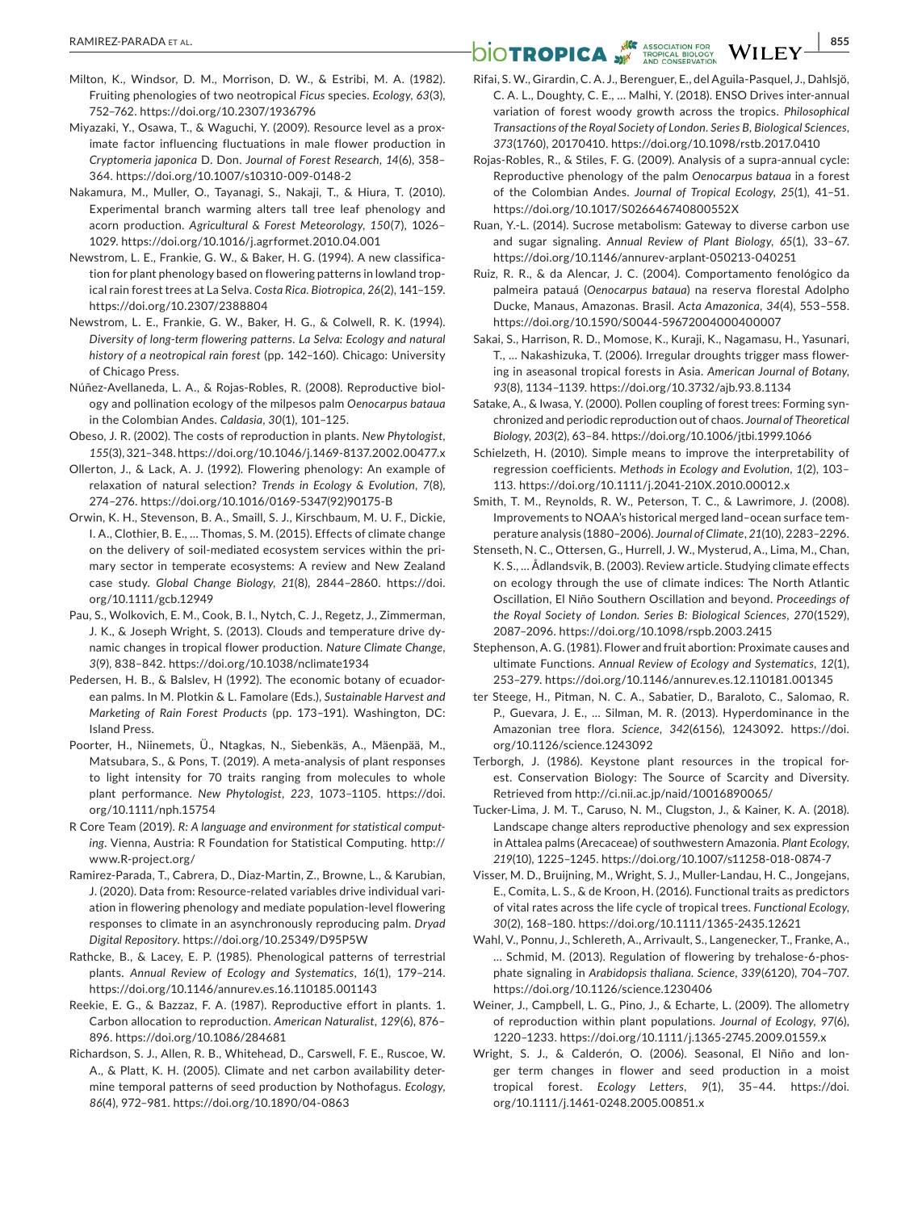Milton, K., Windsor, D. M., Morrison, D. W., & Estribi, M. A. (1982). Fruiting phenologies of two neotropical *Ficus* species. *Ecology*, *63*(3), 752–762. https://doi.org/10.2307/1936796

Miyazaki, Y., Osawa, T., & Waguchi, Y. (2009). Resource level as a proximate factor influencing fluctuations in male flower production in *Cryptomeria japonica* D. Don. *Journal of Forest Research*, *14*(6), 358–364. https://doi.org/10.1007/s10310-009-0148-2

Nakamura, M., Muller, O., Tayanagi, S., Nakaji, T., & Hiura, T. (2010). Experimental branch warming alters tall tree leaf phenology and acorn production. *Agricultural & Forest Meteorology*, *150*(7), 1026–1029. https://doi.org/10.1016/j.agrformet.2010.04.001

Newstrom, L. E., Frankie, G. W., & Baker, H. G. (1994). A new classification for plant phenology based on flowering patterns in lowland tropical rain forest trees at La Selva. *Costa Rica. Biotropica*, *26*(2), 141–159. https://doi.org/10.2307/2388804

Newstrom, L. E., Frankie, G. W., Baker, H. G., & Colwell, R. K. (1994). *Diversity of long-term flowering patterns. La Selva: Ecology and natural history of a neotropical rain forest* (pp. 142–160). Chicago: University of Chicago Press.

Núñez-Avellaneda, L. A., & Rojas-Robles, R. (2008). Reproductive biology and pollination ecology of the milpesos palm *Oenocarpus bataua* in the Colombian Andes. *Caldasia*, *30*(1), 101–125.

Obeso, J. R. (2002). The costs of reproduction in plants. *New Phytologist*, *155*(3), 321–348. https://doi.org/10.1046/j.1469-8137.2002.00477.x

Ollerton, J., & Lack, A. J. (1992). Flowering phenology: An example of relaxation of natural selection? *Trends in Ecology & Evolution*, *7*(8), 274–276. https://doi.org/10.1016/0169-5347(92)90175-B

Orwin, K. H., Stevenson, B. A., Smaill, S. J., Kirschbaum, M. U. F., Dickie, I. A., Clothier, B. E., … Thomas, S. M. (2015). Effects of climate change on the delivery of soil-mediated ecosystem services within the primary sector in temperate ecosystems: A review and New Zealand case study. *Global Change Biology*, *21*(8), 2844–2860. https://doi.org/10.1111/gcb.12949

Pau, S., Wolkovich, E. M., Cook, B. I., Nytch, C. J., Regetz, J., Zimmerman, J. K., & Joseph Wright, S. (2013). Clouds and temperature drive dynamic changes in tropical flower production. *Nature Climate Change*, *3*(9), 838–842. https://doi.org/10.1038/nclimate1934

Pedersen, H. B., & Balslev, H (1992). The economic botany of ecuadorean palms. In M. Plotkin & L. Famolare (Eds.), *Sustainable Harvest and Marketing of Rain Forest Products* (pp. 173–191). Washington, DC: Island Press.

Poorter, H., Niinemets, Ü., Ntagkas, N., Siebenkäs, A., Mäenpää, M., Matsubara, S., & Pons, T. (2019). A meta-analysis of plant responses to light intensity for 70 traits ranging from molecules to whole plant performance. *New Phytologist*, *223*, 1073–1105. https://doi.org/10.1111/nph.15754

R Core Team (2019). *R: A language and environment for statistical computing*. Vienna, Austria: R Foundation for Statistical Computing. http://www.R-project.org/

Ramirez-Parada, T., Cabrera, D., Diaz-Martin, Z., Browne, L., & Karubian, J. (2020). Data from: Resource-related variables drive individual variation in flowering phenology and mediate population-level flowering responses to climate in an asynchronously reproducing palm. *Dryad Digital Repository*. https://doi.org/10.25349/D95P5W

Rathcke, B., & Lacey, E. P. (1985). Phenological patterns of terrestrial plants. *Annual Review of Ecology and Systematics*, *16*(1), 179–214. https://doi.org/10.1146/annurev.es.16.110185.001143

Reekie, E. G., & Bazzaz, F. A. (1987). Reproductive effort in plants. 1. Carbon allocation to reproduction. *American Naturalist*, *129*(6), 876–896. https://doi.org/10.1086/284681

Richardson, S. J., Allen, R. B., Whitehead, D., Carswell, F. E., Ruscoe, W. A., & Platt, K. H. (2005). Climate and net carbon availability determine temporal patterns of seed production by Nothofagus. *Ecology*, *86*(4), 972–981. https://doi.org/10.1890/04-0863

Rifai, S. W., Girardin, C. A. J., Berenguer, E., del Aguila-Pasquel, J., Dahlsjö, C. A. L., Doughty, C. E., … Malhi, Y. (2018). ENSO Drives inter-annual variation of forest woody growth across the tropics. *Philosophical Transactions of the Royal Society of London. Series B, Biological Sciences*, *373*(1760), 20170410. https://doi.org/10.1098/rstb.2017.0410

Rojas-Robles, R., & Stiles, F. G. (2009). Analysis of a supra-annual cycle: Reproductive phenology of the palm *Oenocarpus bataua* in a forest of the Colombian Andes. *Journal of Tropical Ecology*, *25*(1), 41–51. https://doi.org/10.1017/S026646740800552X

Ruan, Y.-L. (2014). Sucrose metabolism: Gateway to diverse carbon use and sugar signaling. *Annual Review of Plant Biology*, *65*(1), 33–67. https://doi.org/10.1146/annurev-arplant-050213-040251

Ruiz, R. R., & da Alencar, J. C. (2004). Comportamento fenológico da palmeira patauá (*Oenocarpus bataua*) na reserva florestal Adolpho Ducke, Manaus, Amazonas. Brasil. *Acta Amazonica*, *34*(4), 553–558. https://doi.org/10.1590/S0044-59672004000400007

Sakai, S., Harrison, R. D., Momose, K., Kuraji, K., Nagamasu, H., Yasunari, T., … Nakashizuka, T. (2006). Irregular droughts trigger mass flowering in aseasonal tropical forests in Asia. *American Journal of Botany*, *93*(8), 1134–1139. https://doi.org/10.3732/ajb.93.8.1134

Satake, A., & Iwasa, Y. (2000). Pollen coupling of forest trees: Forming synchronized and periodic reproduction out of chaos. *Journal of Theoretical Biology*, *203*(2), 63–84. https://doi.org/10.1006/jtbi.1999.1066

Schielzeth, H. (2010). Simple means to improve the interpretability of regression coefficients. *Methods in Ecology and Evolution*, *1*(2), 103–113. https://doi.org/10.1111/j.2041-210X.2010.00012.x

Smith, T. M., Reynolds, R. W., Peterson, T. C., & Lawrimore, J. (2008). Improvements to NOAA's historical merged land–ocean surface temperature analysis (1880–2006). *Journal of Climate*, *21*(10), 2283–2296.

Stenseth, N. C., Ottersen, G., Hurrell, J. W., Mysterud, A., Lima, M., Chan, K. S., … Ådlandsvik, B. (2003). Review article. Studying climate effects on ecology through the use of climate indices: The North Atlantic Oscillation, El Niño Southern Oscillation and beyond. *Proceedings of the Royal Society of London. Series B: Biological Sciences*, *270*(1529), 2087–2096. https://doi.org/10.1098/rspb.2003.2415

Stephenson, A. G. (1981). Flower and fruit abortion: Proximate causes and ultimate Functions. *Annual Review of Ecology and Systematics*, *12*(1), 253–279. https://doi.org/10.1146/annurev.es.12.110181.001345

ter Steege, H., Pitman, N. C. A., Sabatier, D., Baraloto, C., Salomao, R. P., Guevara, J. E., … Silman, M. R. (2013). Hyperdominance in the Amazonian tree flora. *Science*, *342*(6156), 1243092. https://doi.org/10.1126/science.1243092

Terborgh, J. (1986). Keystone plant resources in the tropical forest. Conservation Biology: The Source of Scarcity and Diversity. Retrieved from http://ci.nii.ac.jp/naid/10016890065/

Tucker-Lima, J. M. T., Caruso, N. M., Clugston, J., & Kainer, K. A. (2018). Landscape change alters reproductive phenology and sex expression in Attalea palms (Arecaceae) of southwestern Amazonia. *Plant Ecology*, *219*(10), 1225–1245. https://doi.org/10.1007/s11258-018-0874-7

Visser, M. D., Bruijning, M., Wright, S. J., Muller-Landau, H. C., Jongejans, E., Comita, L. S., & de Kroon, H. (2016). Functional traits as predictors of vital rates across the life cycle of tropical trees. *Functional Ecology*, *30*(2), 168–180. https://doi.org/10.1111/1365-2435.12621

Wahl, V., Ponnu, J., Schlereth, A., Arrivault, S., Langenecker, T., Franke, A., … Schmid, M. (2013). Regulation of flowering by trehalose-6-phosphate signaling in *Arabidopsis thaliana*. *Science*, *339*(6120), 704–707. https://doi.org/10.1126/science.1230406

Weiner, J., Campbell, L. G., Pino, J., & Echarte, L. (2009). The allometry of reproduction within plant populations. *Journal of Ecology*, *97*(6), 1220–1233. https://doi.org/10.1111/j.1365-2745.2009.01559.x

Wright, S. J., & Calderón, O. (2006). Seasonal, El Niño and longer term changes in flower and seed production in a moist tropical forest. *Ecology Letters*, *9*(1), 35–44. https://doi.org/10.1111/j.1461-0248.2005.00851.x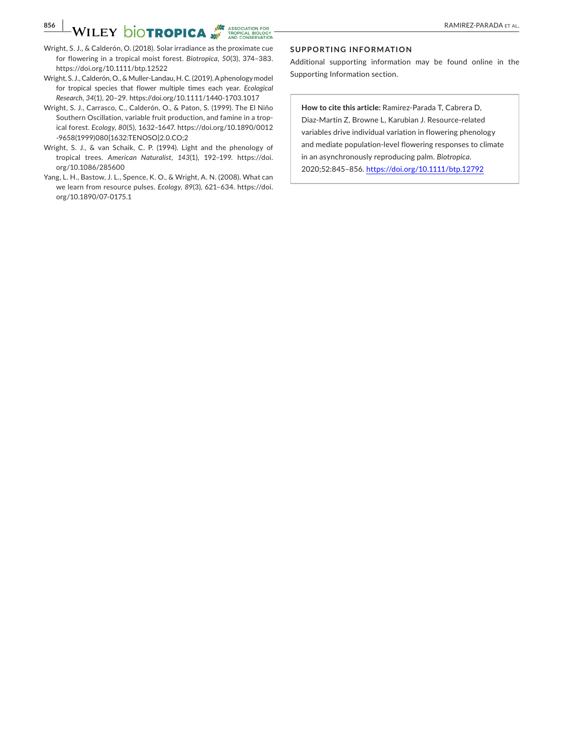Wright, S. J., & Calderón, O. (2018). Solar irradiance as the proximate cue for flowering in a tropical moist forest. *Biotropica*, *50*(3), 374–383. https://doi.org/10.1111/btp.12522

Wright, S. J., Calderón, O., & Muller-Landau, H. C. (2019). A phenology model for tropical species that flower multiple times each year. *Ecological Research*, *34*(1), 20–29. https://doi.org/10.1111/1440-1703.1017

Wright, S. J., Carrasco, C., Calderón, O., & Paton, S. (1999). The El Niño Southern Oscillation, variable fruit production, and famine in a tropical forest. *Ecology*, *80*(5), 1632–1647. https://doi.org/10.1890/0012-9658(1999)080[1632:TENOSO]2.0.CO;2

Wright, S. J., & van Schaik, C. P. (1994). Light and the phenology of tropical trees. *American Naturalist*, *143*(1), 192–199. https://doi.org/10.1086/285600

Yang, L. H., Bastow, J. L., Spence, K. O., & Wright, A. N. (2008). What can we learn from resource pulses. *Ecology*, *89*(3), 621–634. https://doi.org/10.1890/07-0175.1

## SUPPORTING INFORMATION

Additional supporting information may be found online in the Supporting Information section.

**How to cite this article:** Ramirez-Parada T, Cabrera D, Diaz-Martin Z, Browne L, Karubian J. Resource-related variables drive individual variation in flowering phenology and mediate population-level flowering responses to climate in an asynchronously reproducing palm. *Biotropica*. 2020;52:845–856. https://doi.org/10.1111/btp.12792